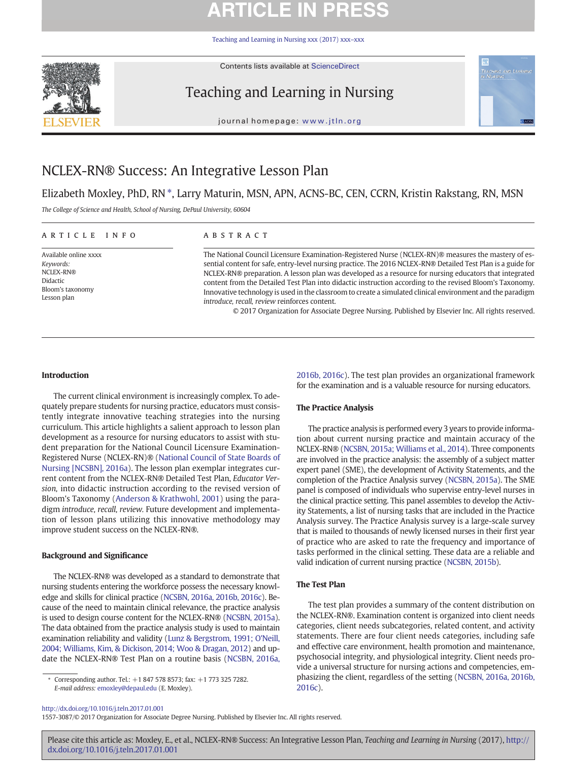# NCLEX-RN® Success: An Integrative Lesson Plan

Elizabeth Moxley, PhD, RN *, Larry Maturin, MSN, APN, ACNS-BC, CEN, CCRN, Kristin Rakstang, RN, MSN

*The College of Science and Health, School of Nursing, DePaul University, 60604*

## ARTICLE INFO

Available online xxxx

*Keywords:*
NCLEX-RN®
Didactic
Bloom's taxonomy
Lesson plan

## ABSTRACT

The National Council Licensure Examination-Registered Nurse (NCLEX-RN)® measures the mastery of essential content for safe, entry-level nursing practice. The 2016 NCLEX-RN® Detailed Test Plan is a guide for NCLEX-RN® preparation. A lesson plan was developed as a resource for nursing educators that integrated content from the Detailed Test Plan into didactic instruction according to the revised Bloom's Taxonomy. Innovative technology is used in the classroom to create a simulated clinical environment and the paradigm *introduce, recall, review* reinforces content.

© 2017 Organization for Associate Degree Nursing. Published by Elsevier Inc. All rights reserved.

## Introduction

The current clinical environment is increasingly complex. To adequately prepare students for nursing practice, educators must consistently integrate innovative teaching strategies into the nursing curriculum. This article highlights a salient approach to lesson plan development as a resource for nursing educators to assist with student preparation for the National Council Licensure Examination-Registered Nurse (NCLEX-RN)® (National Council of State Boards of Nursing [NCSBN], 2016a). The lesson plan exemplar integrates current content from the NCLEX-RN® Detailed Test Plan, *Educator Version,* into didactic instruction according to the revised version of Bloom's Taxonomy (Anderson & Krathwohl, 2001) using the paradigm *introduce, recall, review.* Future development and implementation of lesson plans utilizing this innovative methodology may improve student success on the NCLEX-RN®.

## Background and Significance

The NCLEX-RN® was developed as a standard to demonstrate that nursing students entering the workforce possess the necessary knowledge and skills for clinical practice (NCSBN, 2016a, 2016b, 2016c). Because of the need to maintain clinical relevance, the practice analysis is used to design course content for the NCLEX-RN® (NCSBN, 2015a). The data obtained from the practice analysis study is used to maintain examination reliability and validity (Lunz & Bergstrom, 1991; O'Neill, 2004; Williams, Kim, & Dickison, 2014; Woo & Dragan, 2012) and update the NCLEX-RN® Test Plan on a routine basis (NCSBN, 2016a, 2016b, 2016c). The test plan provides an organizational framework for the examination and is a valuable resource for nursing educators.

## The Practice Analysis

The practice analysis is performed every 3 years to provide information about current nursing practice and maintain accuracy of the NCLEX-RN® (NCSBN, 2015a; Williams et al., 2014). Three components are involved in the practice analysis: the assembly of a subject matter expert panel (SME), the development of Activity Statements, and the completion of the Practice Analysis survey (NCSBN, 2015a). The SME panel is composed of individuals who supervise entry-level nurses in the clinical practice setting. This panel assembles to develop the Activity Statements, a list of nursing tasks that are included in the Practice Analysis survey. The Practice Analysis survey is a large-scale survey that is mailed to thousands of newly licensed nurses in their first year of practice who are asked to rate the frequency and importance of tasks performed in the clinical setting. These data are a reliable and valid indication of current nursing practice (NCSBN, 2015b).

## The Test Plan

The test plan provides a summary of the content distribution on the NCLEX-RN®. Examination content is organized into client needs categories, client needs subcategories, related content, and activity statements. There are four client needs categories, including safe and effective care environment, health promotion and maintenance, psychosocial integrity, and physiological integrity. Client needs provide a universal structure for nursing actions and competencies, emphasizing the client, regardless of the setting (NCSBN, 2016a, 2016b, 2016c).

* Corresponding author. Tel.: +1 847 578 8573; fax: +1 773 325 7282.
*E-mail address:* emoxley@depaul.edu (E. Moxley).

http://dx.doi.org/10.1016/j.teln.2017.01.001
1557-3087/© 2017 Organization for Associate Degree Nursing. Published by Elsevier Inc. All rights reserved.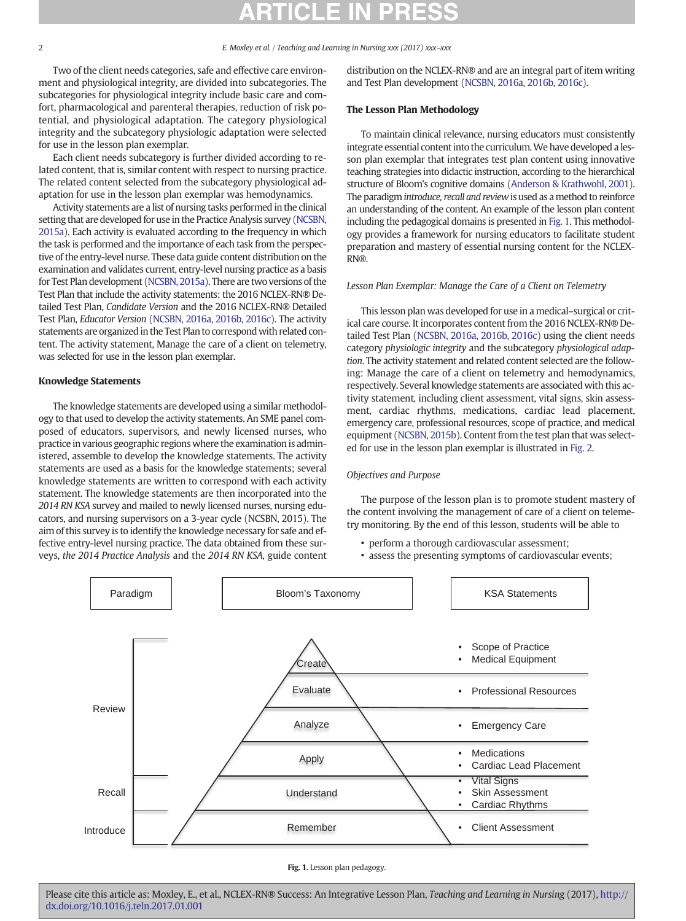Two of the client needs categories, safe and effective care environment and physiological integrity, are divided into subcategories. The subcategories for physiological integrity include basic care and comfort, pharmacological and parenteral therapies, reduction of risk potential, and physiological adaptation. The category physiological integrity and the subcategory physiologic adaptation were selected for use in the lesson plan exemplar.

Each client needs subcategory is further divided according to related content, that is, similar content with respect to nursing practice. The related content selected from the subcategory physiological adaptation for use in the lesson plan exemplar was hemodynamics.

Activity statements are a list of nursing tasks performed in the clinical setting that are developed for use in the Practice Analysis survey (NCSBN, 2015a). Each activity is evaluated according to the frequency in which the task is performed and the importance of each task from the perspective of the entry-level nurse. These data guide content distribution on the examination and validates current, entry-level nursing practice as a basis for Test Plan development (NCSBN, 2015a). There are two versions of the Test Plan that include the activity statements: the 2016 NCLEX-RN® Detailed Test Plan, *Candidate Version* and the 2016 NCLEX-RN® Detailed Test Plan, *Educator Version* (NCSBN, 2016a, 2016b, 2016c). The activity statements are organized in the Test Plan to correspond with related content. The activity statement, Manage the care of a client on telemetry, was selected for use in the lesson plan exemplar.

## Knowledge Statements

The knowledge statements are developed using a similar methodology to that used to develop the activity statements. An SME panel composed of educators, supervisors, and newly licensed nurses, who practice in various geographic regions where the examination is administered, assemble to develop the knowledge statements. The activity statements are used as a basis for the knowledge statements; several knowledge statements are written to correspond with each activity statement. The knowledge statements are then incorporated into the *2014 RN KSA* survey and mailed to newly licensed nurses, nursing educators, and nursing supervisors on a 3-year cycle (NCSBN, 2015). The aim of this survey is to identify the knowledge necessary for safe and effective entry-level nursing practice. The data obtained from these surveys, *the 2014 Practice Analysis* and the *2014 RN KSA*, guide content distribution on the NCLEX-RN® and are an integral part of item writing and Test Plan development (NCSBN, 2016a, 2016b, 2016c).

## The Lesson Plan Methodology

To maintain clinical relevance, nursing educators must consistently integrate essential content into the curriculum. We have developed a lesson plan exemplar that integrates test plan content using innovative teaching strategies into didactic instruction, according to the hierarchical structure of Bloom's cognitive domains (Anderson & Krathwohl, 2001). The paradigm *introduce, recall and review* is used as a method to reinforce an understanding of the content. An example of the lesson plan content including the pedagogical domains is presented in Fig. 1. This methodology provides a framework for nursing educators to facilitate student preparation and mastery of essential nursing content for the NCLEX-RN®.

### *Lesson Plan Exemplar: Manage the Care of a Client on Telemetry*

This lesson plan was developed for use in a medical–surgical or critical care course. It incorporates content from the 2016 NCLEX-RN® Detailed Test Plan (NCSBN, 2016a, 2016b, 2016c) using the client needs category *physiologic integrity* and the subcategory *physiological adaptation*. The activity statement and related content selected are the following: Manage the care of a client on telemetry and hemodynamics, respectively. Several knowledge statements are associated with this activity statement, including client assessment, vital signs, skin assessment, cardiac rhythms, medications, cardiac lead placement, emergency care, professional resources, scope of practice, and medical equipment (NCSBN, 2015b). Content from the test plan that was selected for use in the lesson plan exemplar is illustrated in Fig. 2.

### *Objectives and Purpose*

The purpose of the lesson plan is to promote student mastery of the content involving the management of care of a client on telemetry monitoring. By the end of this lesson, students will be able to

- perform a thorough cardiovascular assessment;
- assess the presenting symptoms of cardiovascular events;

Paradigm
Bloom's Taxonomy
KSA Statements

Review
Recall
Introduce

Create
Evaluate
Analyze
Apply
Understand
Remember

- Scope of Practice
- Medical Equipment
- Professional Resources
- Emergency Care
- Medications
- Cardiac Lead Placement
- Vital Signs
- Skin Assessment
- Cardiac Rhythms
- Client Assessment

**Fig. 1.** Lesson plan pedagogy.

Please cite this article as: Moxley, E., et al., NCLEX-RN® Success: An Integrative Lesson Plan, *Teaching and Learning in Nursing* (2017), http://dx.doi.org/10.1016/j.teln.2017.01.001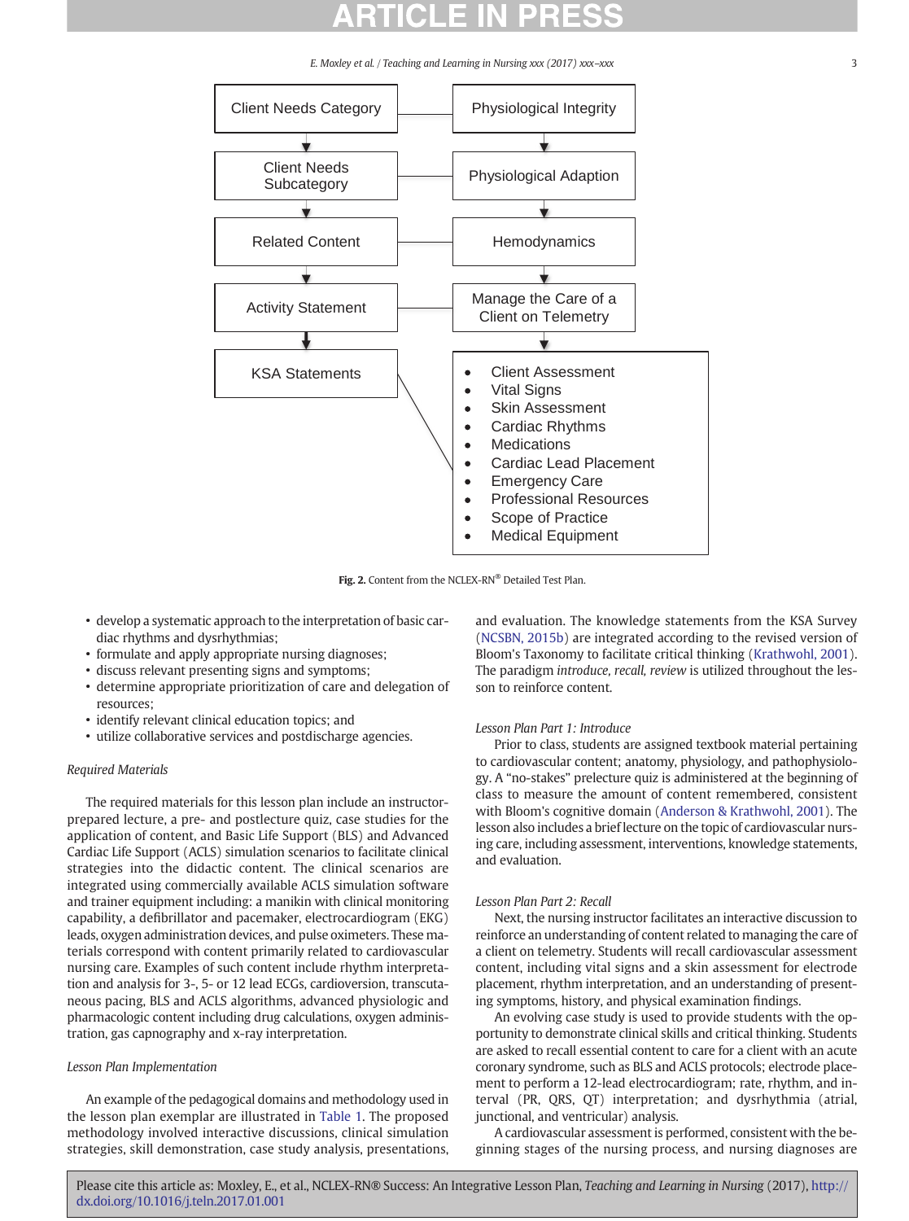Client Needs Category — Physiological Integrity

Client Needs Subcategory — Physiological Adaption

Related Content — Hemodynamics

Activity Statement — Manage the Care of a Client on Telemetry

KSA Statements

- Client Assessment
- Vital Signs
- Skin Assessment
- Cardiac Rhythms
- Medications
- Cardiac Lead Placement
- Emergency Care
- Professional Resources
- Scope of Practice
- Medical Equipment

**Fig. 2.** Content from the NCLEX-RN® Detailed Test Plan.

- develop a systematic approach to the interpretation of basic cardiac rhythms and dysrhythmias;
- formulate and apply appropriate nursing diagnoses;
- discuss relevant presenting signs and symptoms;
- determine appropriate prioritization of care and delegation of resources;
- identify relevant clinical education topics; and
- utilize collaborative services and postdischarge agencies.

### Required Materials

The required materials for this lesson plan include an instructor-prepared lecture, a pre- and postlecture quiz, case studies for the application of content, and Basic Life Support (BLS) and Advanced Cardiac Life Support (ACLS) simulation scenarios to facilitate clinical strategies into the didactic content. The clinical scenarios are integrated using commercially available ACLS simulation software and trainer equipment including: a manikin with clinical monitoring capability, a defibrillator and pacemaker, electrocardiogram (EKG) leads, oxygen administration devices, and pulse oximeters. These materials correspond with content primarily related to cardiovascular nursing care. Examples of such content include rhythm interpretation and analysis for 3-, 5- or 12 lead ECGs, cardioversion, transcutaneous pacing, BLS and ACLS algorithms, advanced physiologic and pharmacologic content including drug calculations, oxygen administration, gas capnography and x-ray interpretation.

### Lesson Plan Implementation

An example of the pedagogical domains and methodology used in the lesson plan exemplar are illustrated in Table 1. The proposed methodology involved interactive discussions, clinical simulation strategies, skill demonstration, case study analysis, presentations, and evaluation. The knowledge statements from the KSA Survey (NCSBN, 2015b) are integrated according to the revised version of Bloom's Taxonomy to facilitate critical thinking (Krathwohl, 2001). The paradigm *introduce, recall, review* is utilized throughout the lesson to reinforce content.

### Lesson Plan Part 1: Introduce

Prior to class, students are assigned textbook material pertaining to cardiovascular content; anatomy, physiology, and pathophysiology. A "no-stakes" prelecture quiz is administered at the beginning of class to measure the amount of content remembered, consistent with Bloom's cognitive domain (Anderson & Krathwohl, 2001). The lesson also includes a brief lecture on the topic of cardiovascular nursing care, including assessment, interventions, knowledge statements, and evaluation.

### Lesson Plan Part 2: Recall

Next, the nursing instructor facilitates an interactive discussion to reinforce an understanding of content related to managing the care of a client on telemetry. Students will recall cardiovascular assessment content, including vital signs and a skin assessment for electrode placement, rhythm interpretation, and an understanding of presenting symptoms, history, and physical examination findings.

An evolving case study is used to provide students with the opportunity to demonstrate clinical skills and critical thinking. Students are asked to recall essential content to care for a client with an acute coronary syndrome, such as BLS and ACLS protocols; electrode placement to perform a 12-lead electrocardiogram; rate, rhythm, and interval (PR, QRS, QT) interpretation; and dysrhythmia (atrial, junctional, and ventricular) analysis.

A cardiovascular assessment is performed, consistent with the beginning stages of the nursing process, and nursing diagnoses are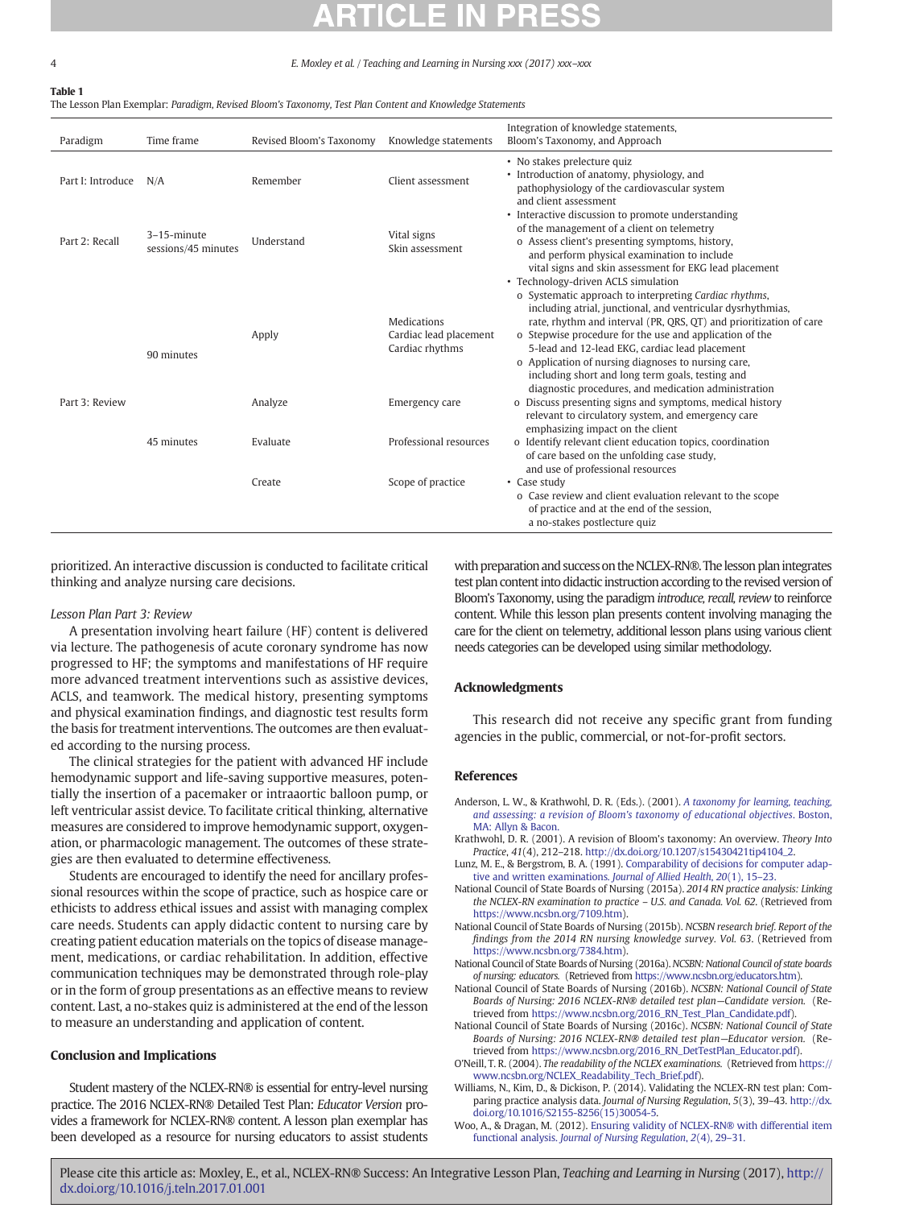**Table 1**
The Lesson Plan Exemplar: *Paradigm, Revised Bloom's Taxonomy, Test Plan Content and Knowledge Statements*

| Paradigm | Time frame | Revised Bloom's Taxonomy | Knowledge statements | Integration of knowledge statements, Bloom's Taxonomy, and Approach |
|---|---|---|---|---|
| Part I: Introduce | N/A | Remember | Client assessment | • No stakes prelecture quiz<br>• Introduction of anatomy, physiology, and pathophysiology of the cardiovascular system and client assessment |
| Part 2: Recall | 3–15-minute sessions/45 minutes | Understand | Vital signs<br>Skin assessment | • Interactive discussion to promote understanding of the management of a client on telemetry<br>o Assess client's presenting symptoms, history, and perform physical examination to include vital signs and skin assessment for EKG lead placement |
| | 90 minutes | Apply | Medications<br>Cardiac lead placement<br>Cardiac rhythms | • Technology-driven ACLS simulation<br>o Systematic approach to interpreting *Cardiac rhythms*, including atrial, junctional, and ventricular dysrhythmias, rate, rhythm and interval (PR, QRS, QT) and prioritization of care<br>o Stepwise procedure for the use and application of the 5-lead and 12-lead EKG, cardiac lead placement<br>o Application of nursing diagnoses to nursing care, including short and long term goals, testing and diagnostic procedures, and medication administration |
| Part 3: Review | | Analyze | Emergency care | o Discuss presenting signs and symptoms, medical history relevant to circulatory system, and emergency care emphasizing impact on the client |
| | 45 minutes | Evaluate | Professional resources | o Identify relevant client education topics, coordination of care based on the unfolding case study, and use of professional resources |
| | | Create | Scope of practice | • Case study<br>o Case review and client evaluation relevant to the scope of practice and at the end of the session, a no-stakes postlecture quiz |

prioritized. An interactive discussion is conducted to facilitate critical thinking and analyze nursing care decisions.

*Lesson Plan Part 3: Review*

A presentation involving heart failure (HF) content is delivered via lecture. The pathogenesis of acute coronary syndrome has now progressed to HF; the symptoms and manifestations of HF require more advanced treatment interventions such as assistive devices, ACLS, and teamwork. The medical history, presenting symptoms and physical examination findings, and diagnostic test results form the basis for treatment interventions. The outcomes are then evaluated according to the nursing process.

The clinical strategies for the patient with advanced HF include hemodynamic support and life-saving supportive measures, potentially the insertion of a pacemaker or intraaortic balloon pump, or left ventricular assist device. To facilitate critical thinking, alternative measures are considered to improve hemodynamic support, oxygenation, or pharmacologic management. The outcomes of these strategies are then evaluated to determine effectiveness.

Students are encouraged to identify the need for ancillary professional resources within the scope of practice, such as hospice care or ethicists to address ethical issues and assist with managing complex care needs. Students can apply didactic content to nursing care by creating patient education materials on the topics of disease management, medications, or cardiac rehabilitation. In addition, effective communication techniques may be demonstrated through role-play or in the form of group presentations as an effective means to review content. Last, a no-stakes quiz is administered at the end of the lesson to measure an understanding and application of content.

## Conclusion and Implications

Student mastery of the NCLEX-RN® is essential for entry-level nursing practice. The 2016 NCLEX-RN® Detailed Test Plan: *Educator Version* provides a framework for NCLEX-RN® content. A lesson plan exemplar has been developed as a resource for nursing educators to assist students with preparation and success on the NCLEX-RN®. The lesson plan integrates test plan content into didactic instruction according to the revised version of Bloom's Taxonomy, using the paradigm *introduce, recall, review* to reinforce content. While this lesson plan presents content involving managing the care for the client on telemetry, additional lesson plans using various client needs categories can be developed using similar methodology.

## Acknowledgments

This research did not receive any specific grant from funding agencies in the public, commercial, or not-for-profit sectors.

## References

Anderson, L. W., & Krathwohl, D. R. (Eds.). (2001). *A taxonomy for learning, teaching, and assessing: a revision of Bloom's taxonomy of educational objectives*. Boston, MA: Allyn & Bacon.

Krathwohl, D. R. (2001). A revision of Bloom's taxonomy: An overview. *Theory Into Practice*, *41*(4), 212–218. http://dx.doi.org/10.1207/s15430421tip4104_2.

Lunz, M. E., & Bergstrom, B. A. (1991). Comparability of decisions for computer adaptive and written examinations. *Journal of Allied Health*, *20*(1), 15–23.

National Council of State Boards of Nursing (2015a). *2014 RN practice analysis: Linking the NCLEX-RN examination to practice – U.S. and Canada. Vol. 62*. (Retrieved from https://www.ncsbn.org/7109.htm).

National Council of State Boards of Nursing (2015b). *NCSBN research brief. Report of the findings from the 2014 RN nursing knowledge survey. Vol. 63*. (Retrieved from https://www.ncsbn.org/7384.htm).

National Council of State Boards of Nursing (2016a). *NCSBN: National Council of state boards of nursing: educators.* (Retrieved from https://www.ncsbn.org/educators.htm).

National Council of State Boards of Nursing (2016b). *NCSBN: National Council of State Boards of Nursing: 2016 NCLEX-RN® detailed test plan—Candidate version.* (Retrieved from https://www.ncsbn.org/2016_RN_Test_Plan_Candidate.pdf).

National Council of State Boards of Nursing (2016c). *NCSBN: National Council of State Boards of Nursing: 2016 NCLEX-RN® detailed test plan—Educator version.* (Retrieved from https://www.ncsbn.org/2016_RN_DetTestPlan_Educator.pdf).

O'Neill, T. R. (2004). *The readability of the NCLEX examinations.* (Retrieved from https://www.ncsbn.org/NCLEX_Readability_Tech_Brief.pdf).

Williams, N., Kim, D., & Dickison, P. (2014). Validating the NCLEX-RN test plan: Comparing practice analysis data. *Journal of Nursing Regulation*, *5*(3), 39–43. http://dx.doi.org/10.1016/S2155-8256(15)30054-5.

Woo, A., & Dragan, M. (2012). Ensuring validity of NCLEX-RN® with differential item functional analysis. *Journal of Nursing Regulation*, *2*(4), 29–31.

Please cite this article as: Moxley, E., et al., NCLEX-RN® Success: An Integrative Lesson Plan, *Teaching and Learning in Nursing* (2017), http://dx.doi.org/10.1016/j.teln.2017.01.001